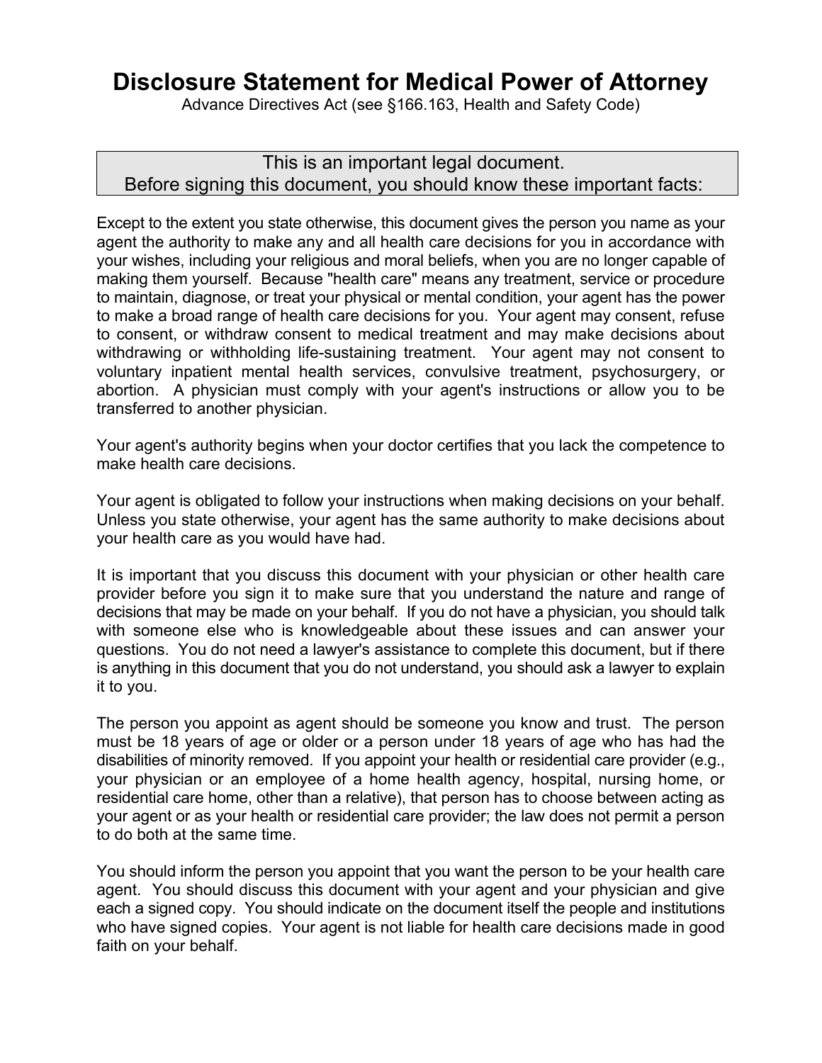# Disclosure Statement for Medical Power of Attorney

Advance Directives Act (see §166.163, Health and Safety Code)

This is an important legal document.
Before signing this document, you should know these important facts:

Except to the extent you state otherwise, this document gives the person you name as your agent the authority to make any and all health care decisions for you in accordance with your wishes, including your religious and moral beliefs, when you are no longer capable of making them yourself. Because "health care" means any treatment, service or procedure to maintain, diagnose, or treat your physical or mental condition, your agent has the power to make a broad range of health care decisions for you. Your agent may consent, refuse to consent, or withdraw consent to medical treatment and may make decisions about withdrawing or withholding life-sustaining treatment. Your agent may not consent to voluntary inpatient mental health services, convulsive treatment, psychosurgery, or abortion. A physician must comply with your agent's instructions or allow you to be transferred to another physician.

Your agent's authority begins when your doctor certifies that you lack the competence to make health care decisions.

Your agent is obligated to follow your instructions when making decisions on your behalf. Unless you state otherwise, your agent has the same authority to make decisions about your health care as you would have had.

It is important that you discuss this document with your physician or other health care provider before you sign it to make sure that you understand the nature and range of decisions that may be made on your behalf. If you do not have a physician, you should talk with someone else who is knowledgeable about these issues and can answer your questions. You do not need a lawyer's assistance to complete this document, but if there is anything in this document that you do not understand, you should ask a lawyer to explain it to you.

The person you appoint as agent should be someone you know and trust. The person must be 18 years of age or older or a person under 18 years of age who has had the disabilities of minority removed. If you appoint your health or residential care provider (e.g., your physician or an employee of a home health agency, hospital, nursing home, or residential care home, other than a relative), that person has to choose between acting as your agent or as your health or residential care provider; the law does not permit a person to do both at the same time.

You should inform the person you appoint that you want the person to be your health care agent. You should discuss this document with your agent and your physician and give each a signed copy. You should indicate on the document itself the people and institutions who have signed copies. Your agent is not liable for health care decisions made in good faith on your behalf.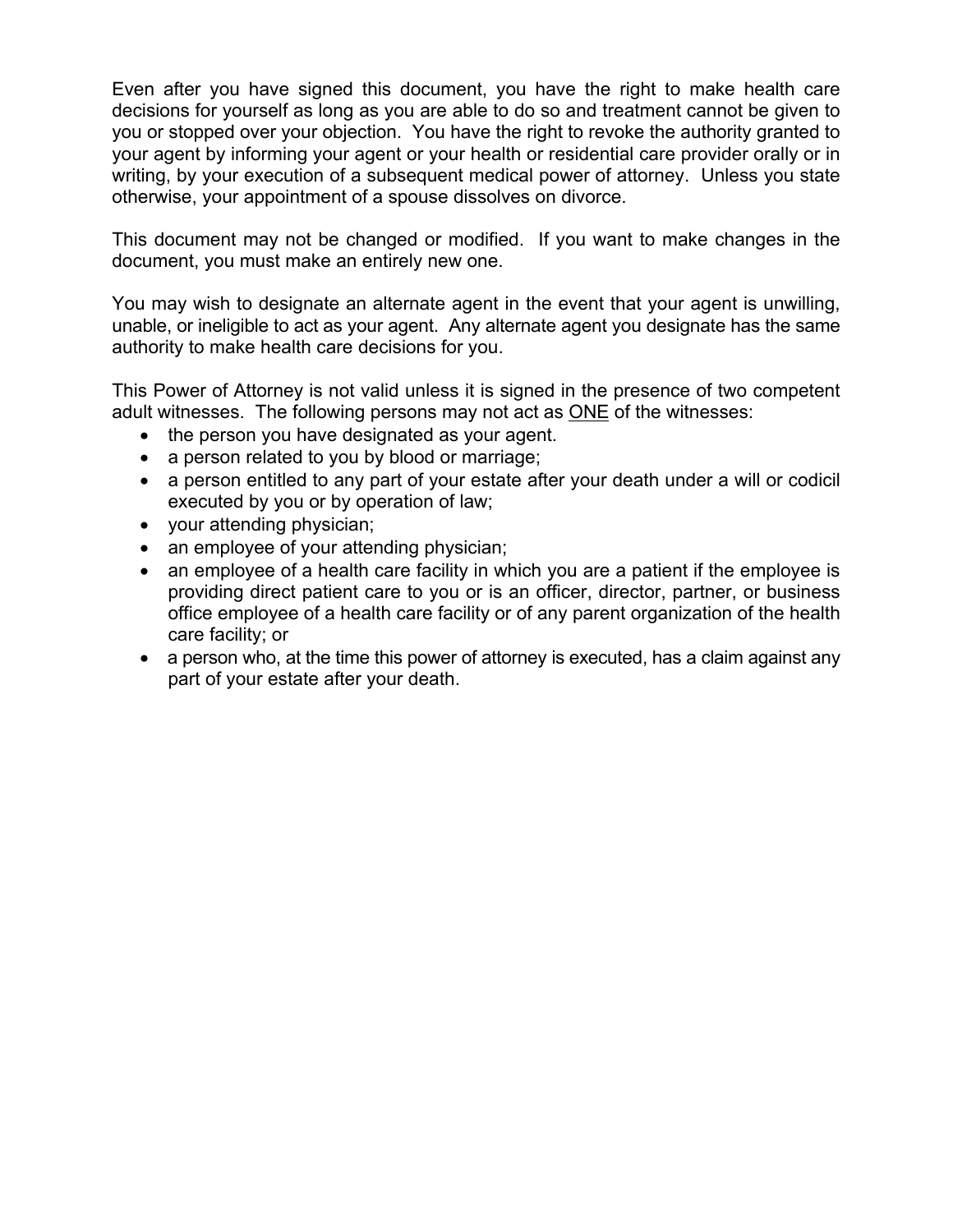Even after you have signed this document, you have the right to make health care decisions for yourself as long as you are able to do so and treatment cannot be given to you or stopped over your objection. You have the right to revoke the authority granted to your agent by informing your agent or your health or residential care provider orally or in writing, by your execution of a subsequent medical power of attorney. Unless you state otherwise, your appointment of a spouse dissolves on divorce.

This document may not be changed or modified. If you want to make changes in the document, you must make an entirely new one.

You may wish to designate an alternate agent in the event that your agent is unwilling, unable, or ineligible to act as your agent. Any alternate agent you designate has the same authority to make health care decisions for you.

This Power of Attorney is not valid unless it is signed in the presence of two competent adult witnesses. The following persons may not act as <u>ONE</u> of the witnesses:

- the person you have designated as your agent.
- a person related to you by blood or marriage;
- a person entitled to any part of your estate after your death under a will or codicil executed by you or by operation of law;
- your attending physician;
- an employee of your attending physician;
- an employee of a health care facility in which you are a patient if the employee is providing direct patient care to you or is an officer, director, partner, or business office employee of a health care facility or of any parent organization of the health care facility; or
- a person who, at the time this power of attorney is executed, has a claim against any part of your estate after your death.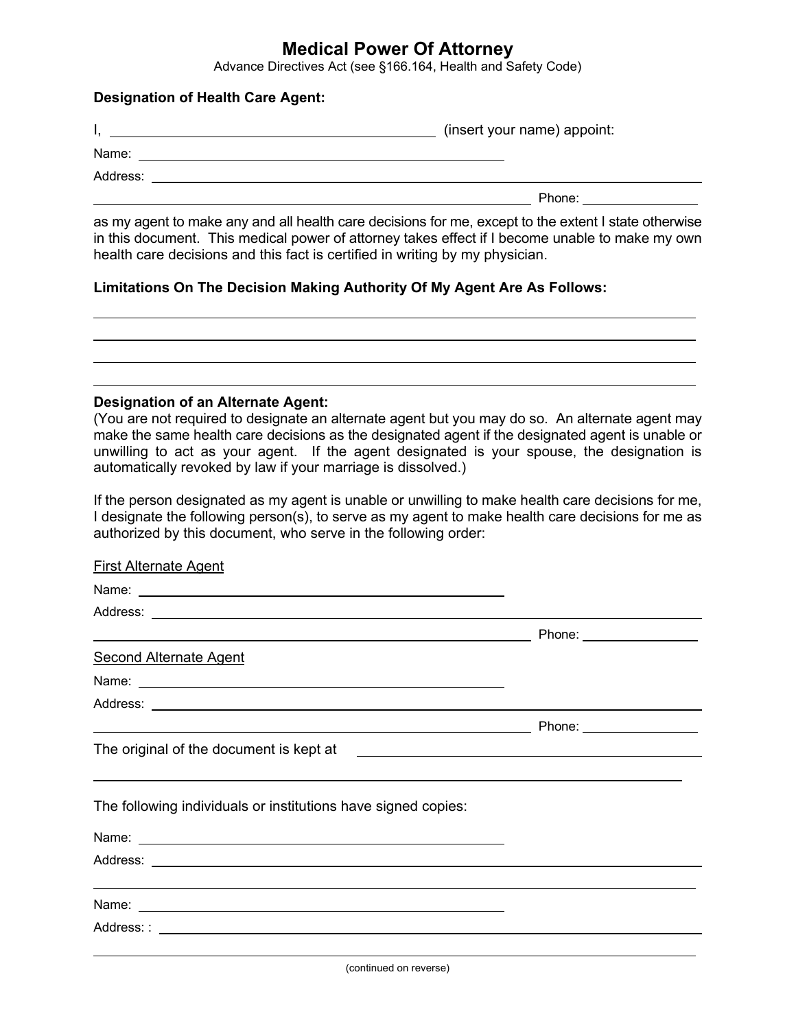# Medical Power Of Attorney

Advance Directives Act (see §166.164, Health and Safety Code)

**Designation of Health Care Agent:**

I, ______________________________ (insert your name) appoint:

Name: ______________________________

Address: ______________________________

______________________________ Phone: ______________

as my agent to make any and all health care decisions for me, except to the extent I state otherwise in this document. This medical power of attorney takes effect if I become unable to make my own health care decisions and this fact is certified in writing by my physician.

**Limitations On The Decision Making Authority Of My Agent Are As Follows:**

______________________________

______________________________

______________________________

______________________________

**Designation of an Alternate Agent:**
(You are not required to designate an alternate agent but you may do so. An alternate agent may make the same health care decisions as the designated agent if the designated agent is unable or unwilling to act as your agent. If the agent designated is your spouse, the designation is automatically revoked by law if your marriage is dissolved.)

If the person designated as my agent is unable or unwilling to make health care decisions for me, I designate the following person(s), to serve as my agent to make health care decisions for me as authorized by this document, who serve in the following order:

First Alternate Agent

Name: ______________________________

Address: ______________________________

______________________________ Phone: ______________

Second Alternate Agent

Name: ______________________________

Address: ______________________________

______________________________ Phone: ______________

The original of the document is kept at ______________________________

______________________________

The following individuals or institutions have signed copies:

Name: ______________________________

Address: ______________________________

______________________________

Name: ______________________________

Address: : ______________________________

______________________________

(continued on reverse)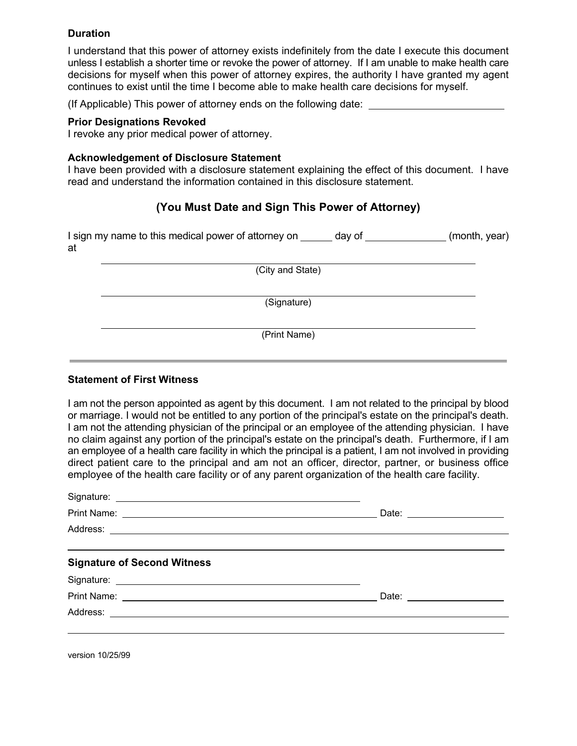### Duration

I understand that this power of attorney exists indefinitely from the date I execute this document unless I establish a shorter time or revoke the power of attorney. If I am unable to make health care decisions for myself when this power of attorney expires, the authority I have granted my agent continues to exist until the time I become able to make health care decisions for myself.

(If Applicable) This power of attorney ends on the following date: ________________________

### Prior Designations Revoked

I revoke any prior medical power of attorney.

### Acknowledgement of Disclosure Statement

I have been provided with a disclosure statement explaining the effect of this document. I have read and understand the information contained in this disclosure statement.

## (You Must Date and Sign This Power of Attorney)

I sign my name to this medical power of attorney on ______ day of ______________ (month, year) at

______________________________________________
(City and State)

______________________________________________
(Signature)

______________________________________________
(Print Name)

---

### Statement of First Witness

I am not the person appointed as agent by this document. I am not related to the principal by blood or marriage. I would not be entitled to any portion of the principal's estate on the principal's death. I am not the attending physician of the principal or an employee of the attending physician. I have no claim against any portion of the principal's estate on the principal's death. Furthermore, if I am an employee of a health care facility in which the principal is a patient, I am not involved in providing direct patient care to the principal and am not an officer, director, partner, or business office employee of the health care facility or of any parent organization of the health care facility.

Signature: ______________________________________________

Print Name: ______________________________________________ Date: ____________________

Address: ______________________________________________

______________________________________________

### Signature of Second Witness

Signature: ______________________________________________

Print Name: ______________________________________________ Date: ____________________

Address: ______________________________________________

______________________________________________

version 10/25/99